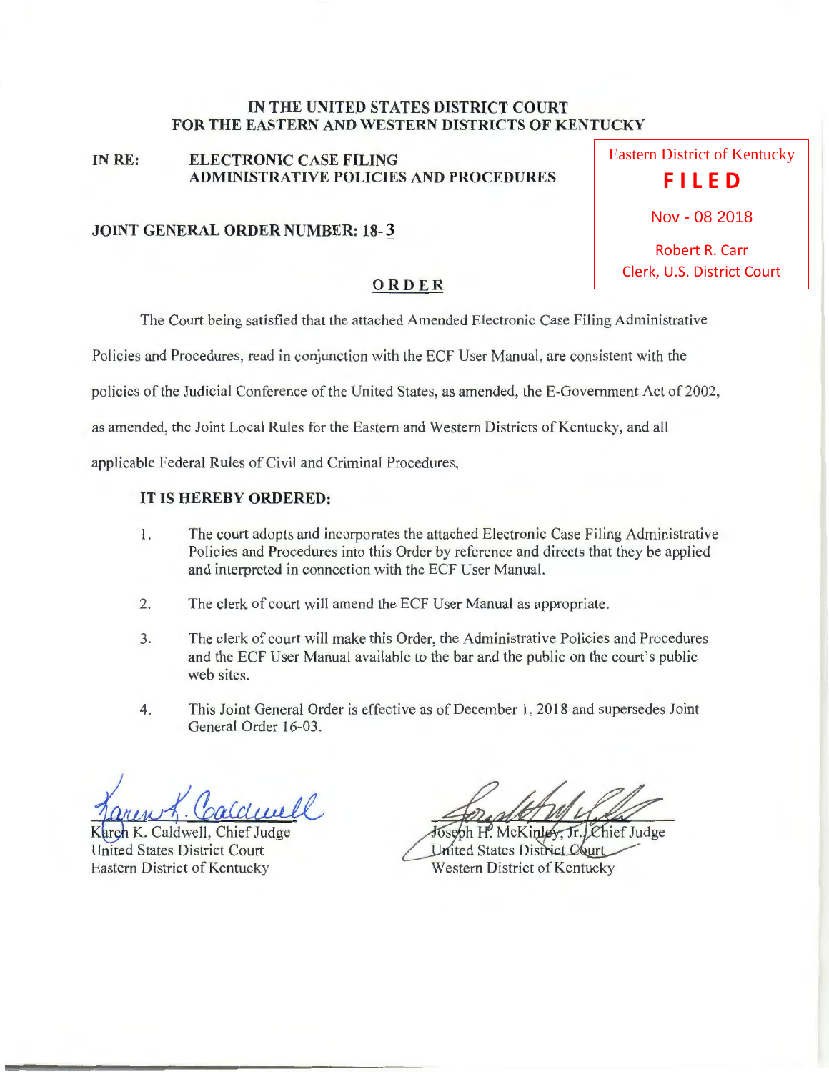**IN THE UNITED STATES DISTRICT COURT**
**FOR THE EASTERN AND WESTERN DISTRICTS OF KENTUCKY**

Eastern District of Kentucky
**FILED**
Nov - 08 2018
Robert R. Carr
Clerk, U.S. District Court

**IN RE:** **ELECTRONIC CASE FILING ADMINISTRATIVE POLICIES AND PROCEDURES**

**JOINT GENERAL ORDER NUMBER: 18-3**

## ORDER

The Court being satisfied that the attached Amended Electronic Case Filing Administrative Policies and Procedures, read in conjunction with the ECF User Manual, are consistent with the policies of the Judicial Conference of the United States, as amended, the E-Government Act of 2002, as amended, the Joint Local Rules for the Eastern and Western Districts of Kentucky, and all applicable Federal Rules of Civil and Criminal Procedures,

**IT IS HEREBY ORDERED:**

1. The court adopts and incorporates the attached Electronic Case Filing Administrative Policies and Procedures into this Order by reference and directs that they be applied and interpreted in connection with the ECF User Manual.

2. The clerk of court will amend the ECF User Manual as appropriate.

3. The clerk of court will make this Order, the Administrative Policies and Procedures and the ECF User Manual available to the bar and the public on the court's public web sites.

4. This Joint General Order is effective as of December 1, 2018 and supersedes Joint General Order 16-03.

Karen K. Caldwell, Chief Judge
United States District Court
Eastern District of Kentucky

Joseph H. McKinley, Jr., Chief Judge
United States District Court
Western District of Kentucky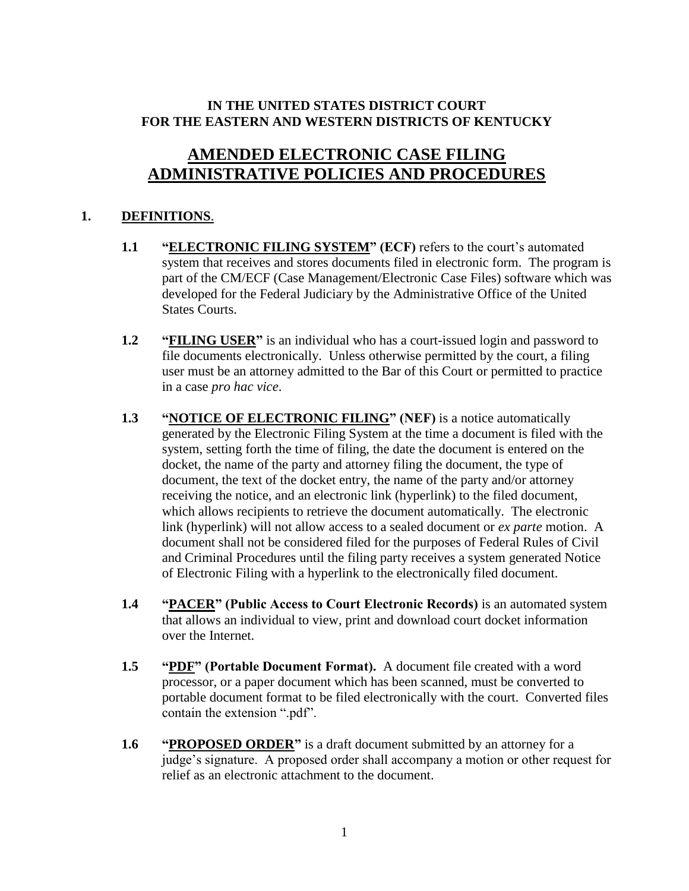**IN THE UNITED STATES DISTRICT COURT**
**FOR THE EASTERN AND WESTERN DISTRICTS OF KENTUCKY**

# AMENDED ELECTRONIC CASE FILING ADMINISTRATIVE POLICIES AND PROCEDURES

## 1. DEFINITIONS.

**1.1 "ELECTRONIC FILING SYSTEM" (ECF)** refers to the court's automated system that receives and stores documents filed in electronic form. The program is part of the CM/ECF (Case Management/Electronic Case Files) software which was developed for the Federal Judiciary by the Administrative Office of the United States Courts.

**1.2 "FILING USER"** is an individual who has a court-issued login and password to file documents electronically. Unless otherwise permitted by the court, a filing user must be an attorney admitted to the Bar of this Court or permitted to practice in a case *pro hac vice*.

**1.3 "NOTICE OF ELECTRONIC FILING" (NEF)** is a notice automatically generated by the Electronic Filing System at the time a document is filed with the system, setting forth the time of filing, the date the document is entered on the docket, the name of the party and attorney filing the document, the type of document, the text of the docket entry, the name of the party and/or attorney receiving the notice, and an electronic link (hyperlink) to the filed document, which allows recipients to retrieve the document automatically. The electronic link (hyperlink) will not allow access to a sealed document or *ex parte* motion. A document shall not be considered filed for the purposes of Federal Rules of Civil and Criminal Procedures until the filing party receives a system generated Notice of Electronic Filing with a hyperlink to the electronically filed document.

**1.4 "PACER" (Public Access to Court Electronic Records)** is an automated system that allows an individual to view, print and download court docket information over the Internet.

**1.5 "PDF" (Portable Document Format).** A document file created with a word processor, or a paper document which has been scanned, must be converted to portable document format to be filed electronically with the court. Converted files contain the extension ".pdf".

**1.6 "PROPOSED ORDER"** is a draft document submitted by an attorney for a judge's signature. A proposed order shall accompany a motion or other request for relief as an electronic attachment to the document.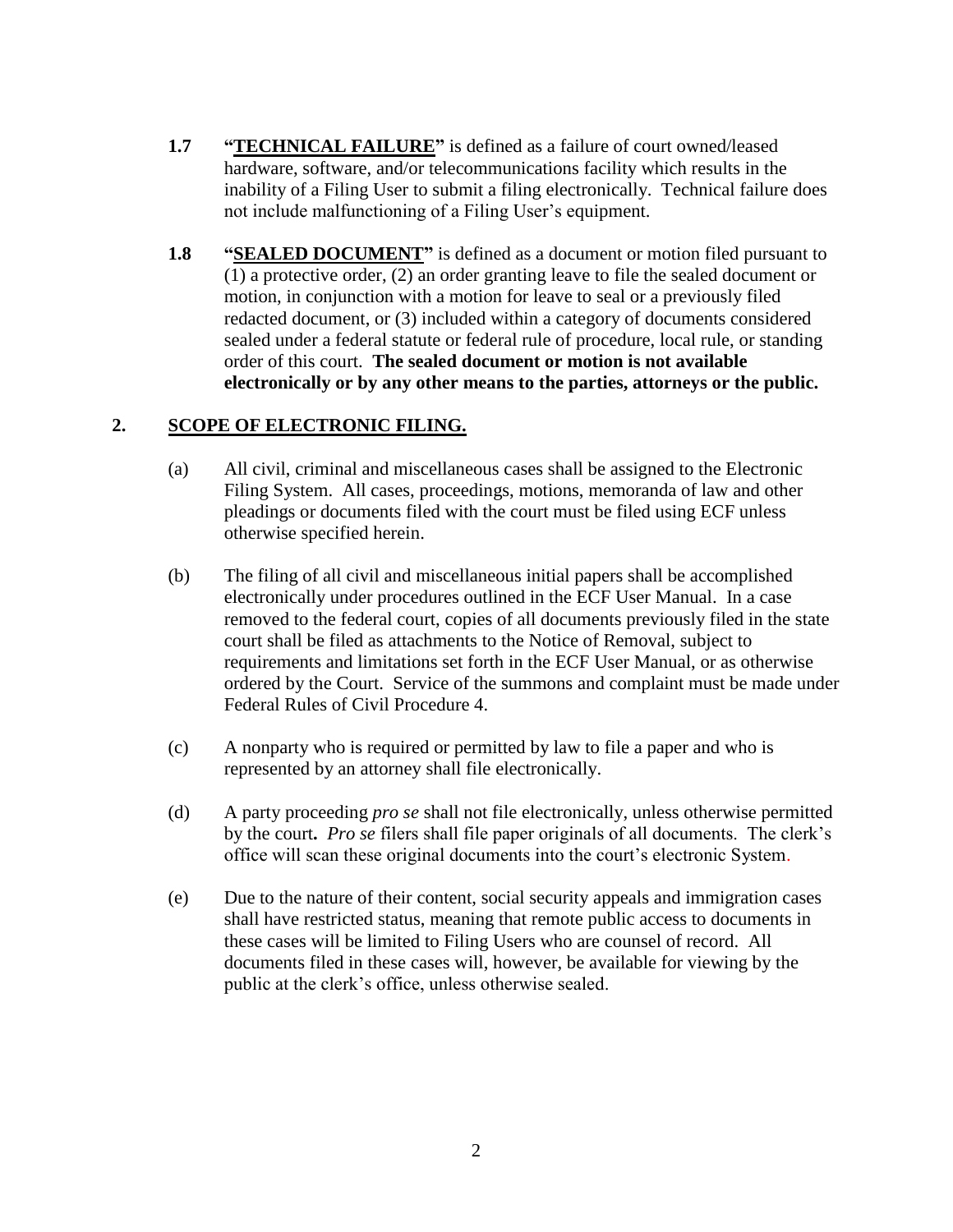**1.7 "TECHNICAL FAILURE"** is defined as a failure of court owned/leased hardware, software, and/or telecommunications facility which results in the inability of a Filing User to submit a filing electronically. Technical failure does not include malfunctioning of a Filing User's equipment.

**1.8 "SEALED DOCUMENT"** is defined as a document or motion filed pursuant to (1) a protective order, (2) an order granting leave to file the sealed document or motion, in conjunction with a motion for leave to seal or a previously filed redacted document, or (3) included within a category of documents considered sealed under a federal statute or federal rule of procedure, local rule, or standing order of this court. **The sealed document or motion is not available electronically or by any other means to the parties, attorneys or the public.**

## 2. SCOPE OF ELECTRONIC FILING.

(a) All civil, criminal and miscellaneous cases shall be assigned to the Electronic Filing System. All cases, proceedings, motions, memoranda of law and other pleadings or documents filed with the court must be filed using ECF unless otherwise specified herein.

(b) The filing of all civil and miscellaneous initial papers shall be accomplished electronically under procedures outlined in the ECF User Manual. In a case removed to the federal court, copies of all documents previously filed in the state court shall be filed as attachments to the Notice of Removal, subject to requirements and limitations set forth in the ECF User Manual, or as otherwise ordered by the Court. Service of the summons and complaint must be made under Federal Rules of Civil Procedure 4.

(c) A nonparty who is required or permitted by law to file a paper and who is represented by an attorney shall file electronically.

(d) A party proceeding *pro se* shall not file electronically, unless otherwise permitted by the court. *Pro se* filers shall file paper originals of all documents. The clerk's office will scan these original documents into the court's electronic System.

(e) Due to the nature of their content, social security appeals and immigration cases shall have restricted status, meaning that remote public access to documents in these cases will be limited to Filing Users who are counsel of record. All documents filed in these cases will, however, be available for viewing by the public at the clerk's office, unless otherwise sealed.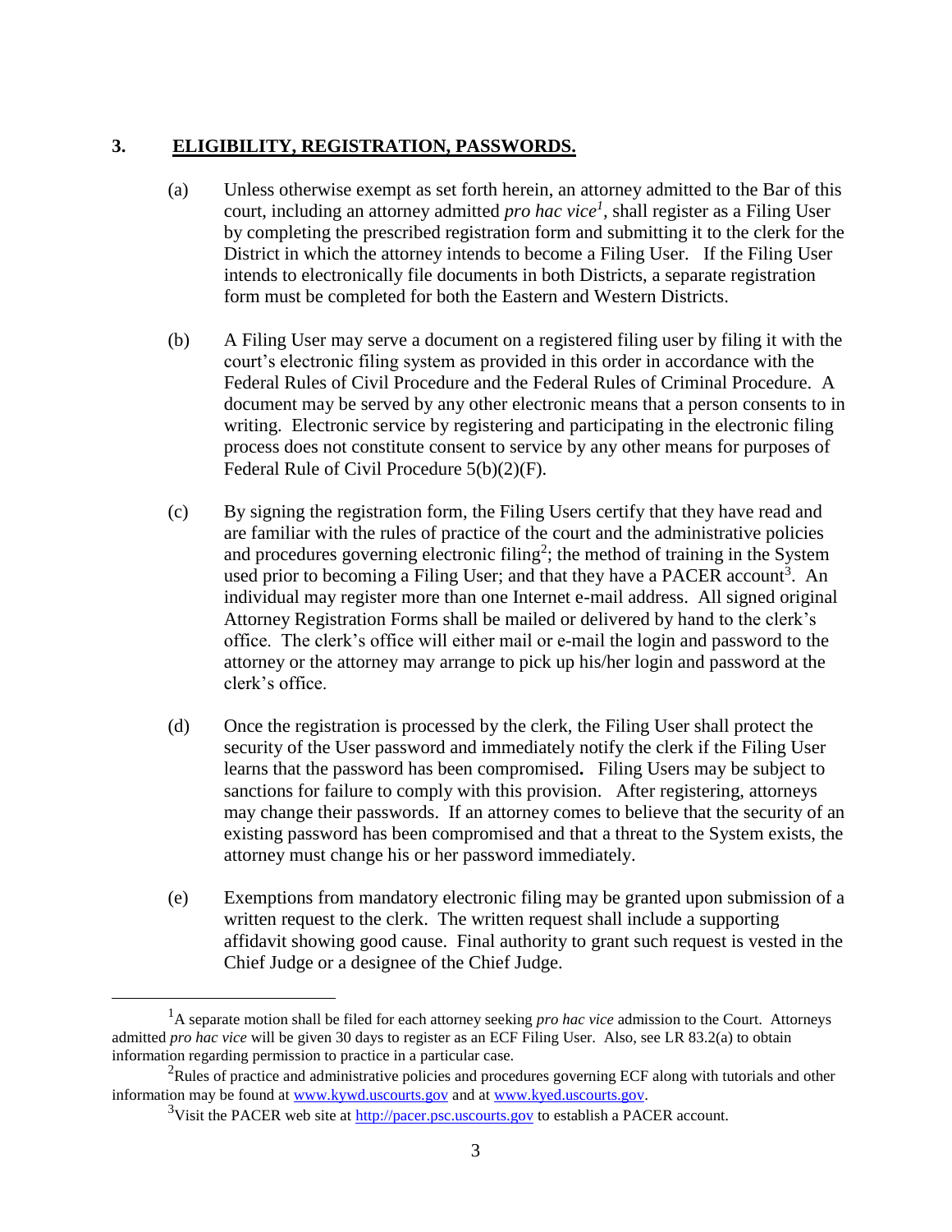## 3. ELIGIBILITY, REGISTRATION, PASSWORDS.

(a) Unless otherwise exempt as set forth herein, an attorney admitted to the Bar of this court, including an attorney admitted *pro hac vice*[1], shall register as a Filing User by completing the prescribed registration form and submitting it to the clerk for the District in which the attorney intends to become a Filing User. If the Filing User intends to electronically file documents in both Districts, a separate registration form must be completed for both the Eastern and Western Districts.

(b) A Filing User may serve a document on a registered filing user by filing it with the court's electronic filing system as provided in this order in accordance with the Federal Rules of Civil Procedure and the Federal Rules of Criminal Procedure. A document may be served by any other electronic means that a person consents to in writing. Electronic service by registering and participating in the electronic filing process does not constitute consent to service by any other means for purposes of Federal Rule of Civil Procedure 5(b)(2)(F).

(c) By signing the registration form, the Filing Users certify that they have read and are familiar with the rules of practice of the court and the administrative policies and procedures governing electronic filing[2]; the method of training in the System used prior to becoming a Filing User; and that they have a PACER account[3]. An individual may register more than one Internet e-mail address. All signed original Attorney Registration Forms shall be mailed or delivered by hand to the clerk's office. The clerk's office will either mail or e-mail the login and password to the attorney or the attorney may arrange to pick up his/her login and password at the clerk's office.

(d) Once the registration is processed by the clerk, the Filing User shall protect the security of the User password and immediately notify the clerk if the Filing User learns that the password has been compromised**.** Filing Users may be subject to sanctions for failure to comply with this provision. After registering, attorneys may change their passwords. If an attorney comes to believe that the security of an existing password has been compromised and that a threat to the System exists, the attorney must change his or her password immediately.

(e) Exemptions from mandatory electronic filing may be granted upon submission of a written request to the clerk. The written request shall include a supporting affidavit showing good cause. Final authority to grant such request is vested in the Chief Judge or a designee of the Chief Judge.

---

[1] A separate motion shall be filed for each attorney seeking *pro hac vice* admission to the Court. Attorneys admitted *pro hac vice* will be given 30 days to register as an ECF Filing User. Also, see LR 83.2(a) to obtain information regarding permission to practice in a particular case.

[2] Rules of practice and administrative policies and procedures governing ECF along with tutorials and other information may be found at www.kywd.uscourts.gov and at www.kyed.uscourts.gov.

[3] Visit the PACER web site at http://pacer.psc.uscourts.gov to establish a PACER account.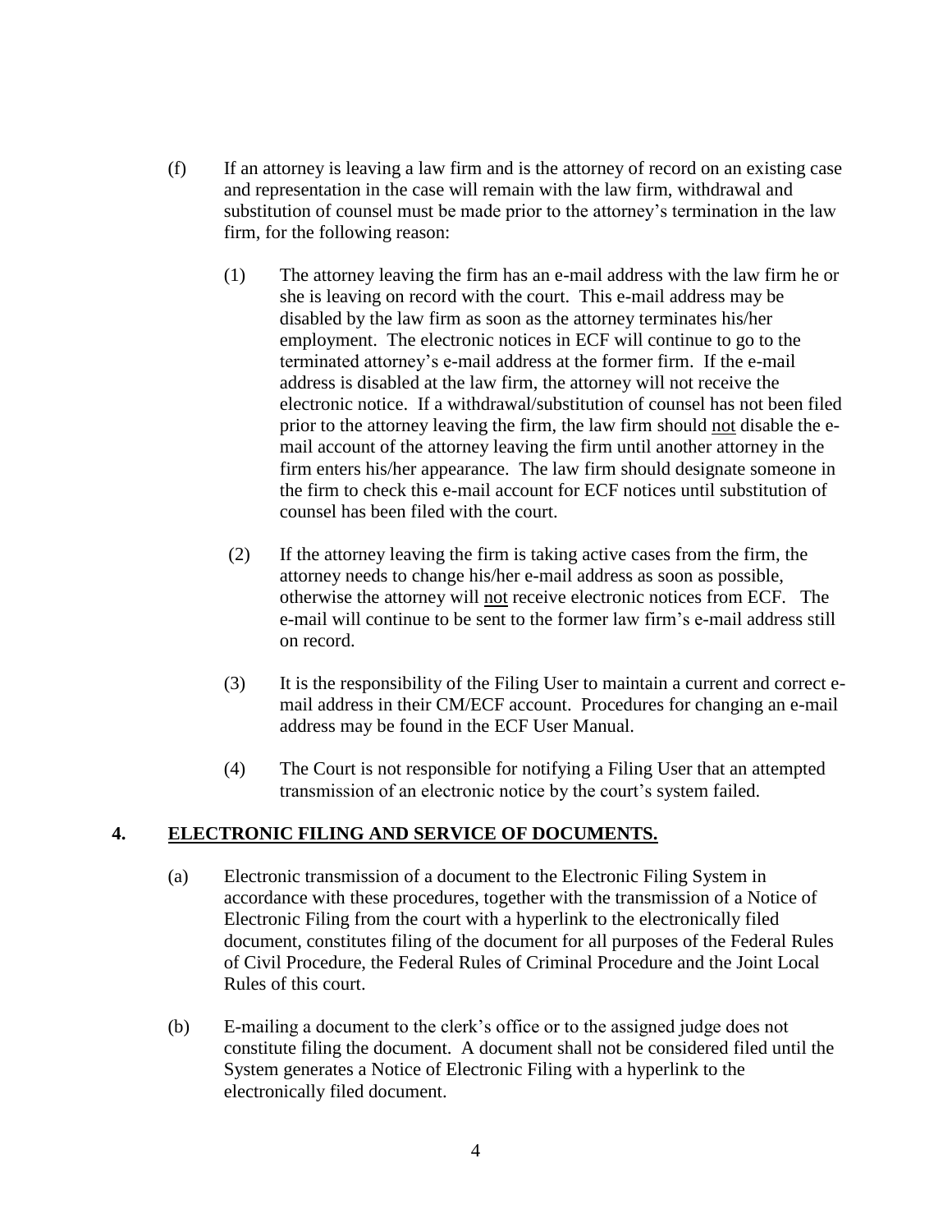(f) If an attorney is leaving a law firm and is the attorney of record on an existing case and representation in the case will remain with the law firm, withdrawal and substitution of counsel must be made prior to the attorney's termination in the law firm, for the following reason:

(1) The attorney leaving the firm has an e-mail address with the law firm he or she is leaving on record with the court. This e-mail address may be disabled by the law firm as soon as the attorney terminates his/her employment. The electronic notices in ECF will continue to go to the terminated attorney's e-mail address at the former firm. If the e-mail address is disabled at the law firm, the attorney will not receive the electronic notice. If a withdrawal/substitution of counsel has not been filed prior to the attorney leaving the firm, the law firm should <u>not</u> disable the e-mail account of the attorney leaving the firm until another attorney in the firm enters his/her appearance. The law firm should designate someone in the firm to check this e-mail account for ECF notices until substitution of counsel has been filed with the court.

(2) If the attorney leaving the firm is taking active cases from the firm, the attorney needs to change his/her e-mail address as soon as possible, otherwise the attorney will <u>not</u> receive electronic notices from ECF. The e-mail will continue to be sent to the former law firm's e-mail address still on record.

(3) It is the responsibility of the Filing User to maintain a current and correct e-mail address in their CM/ECF account. Procedures for changing an e-mail address may be found in the ECF User Manual.

(4) The Court is not responsible for notifying a Filing User that an attempted transmission of an electronic notice by the court's system failed.

## 4. <u>ELECTRONIC FILING AND SERVICE OF DOCUMENTS.</u>

(a) Electronic transmission of a document to the Electronic Filing System in accordance with these procedures, together with the transmission of a Notice of Electronic Filing from the court with a hyperlink to the electronically filed document, constitutes filing of the document for all purposes of the Federal Rules of Civil Procedure, the Federal Rules of Criminal Procedure and the Joint Local Rules of this court.

(b) E-mailing a document to the clerk's office or to the assigned judge does not constitute filing the document. A document shall not be considered filed until the System generates a Notice of Electronic Filing with a hyperlink to the electronically filed document.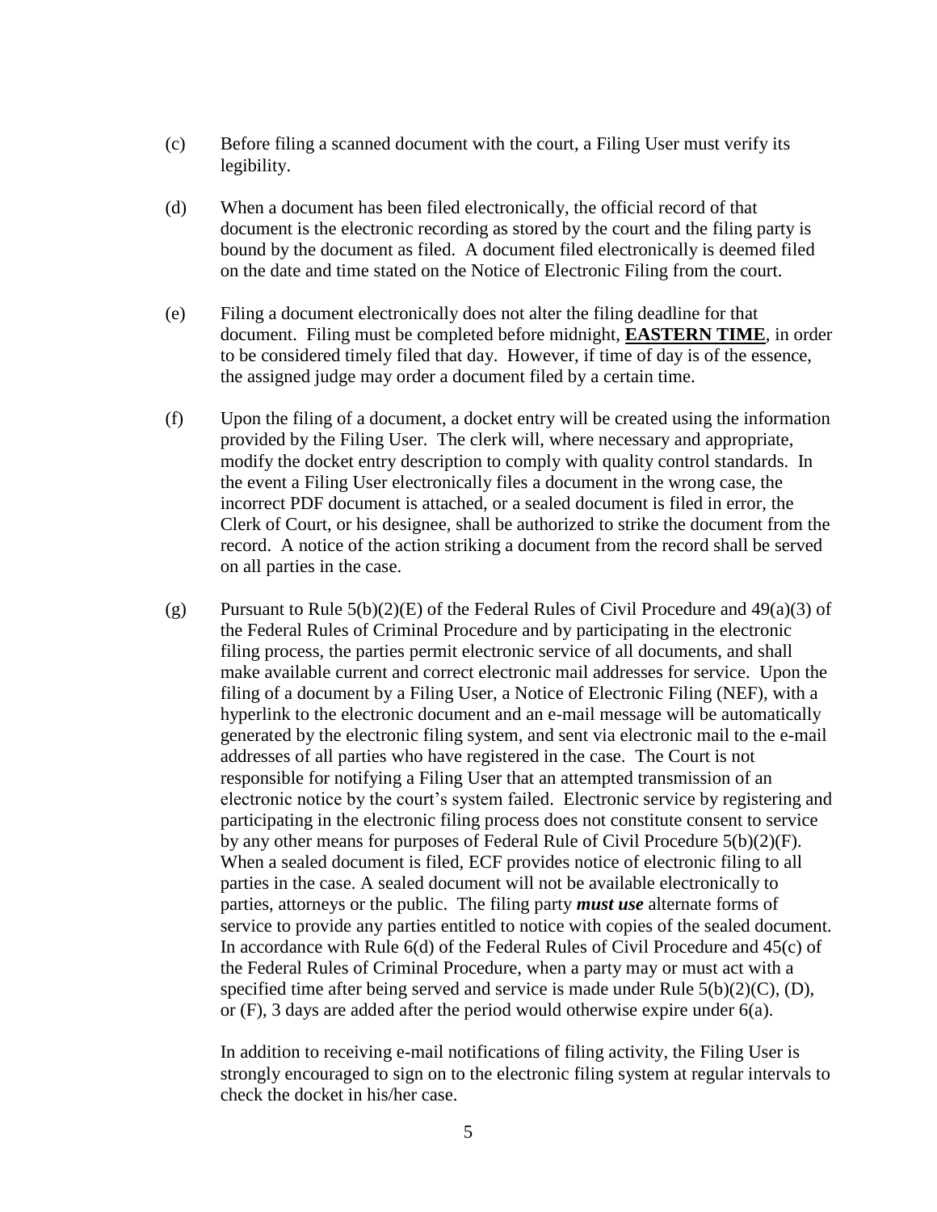(c) Before filing a scanned document with the court, a Filing User must verify its legibility.

(d) When a document has been filed electronically, the official record of that document is the electronic recording as stored by the court and the filing party is bound by the document as filed. A document filed electronically is deemed filed on the date and time stated on the Notice of Electronic Filing from the court.

(e) Filing a document electronically does not alter the filing deadline for that document. Filing must be completed before midnight, **EASTERN TIME**, in order to be considered timely filed that day. However, if time of day is of the essence, the assigned judge may order a document filed by a certain time.

(f) Upon the filing of a document, a docket entry will be created using the information provided by the Filing User. The clerk will, where necessary and appropriate, modify the docket entry description to comply with quality control standards. In the event a Filing User electronically files a document in the wrong case, the incorrect PDF document is attached, or a sealed document is filed in error, the Clerk of Court, or his designee, shall be authorized to strike the document from the record. A notice of the action striking a document from the record shall be served on all parties in the case.

(g) Pursuant to Rule 5(b)(2)(E) of the Federal Rules of Civil Procedure and 49(a)(3) of the Federal Rules of Criminal Procedure and by participating in the electronic filing process, the parties permit electronic service of all documents, and shall make available current and correct electronic mail addresses for service. Upon the filing of a document by a Filing User, a Notice of Electronic Filing (NEF), with a hyperlink to the electronic document and an e-mail message will be automatically generated by the electronic filing system, and sent via electronic mail to the e-mail addresses of all parties who have registered in the case. The Court is not responsible for notifying a Filing User that an attempted transmission of an electronic notice by the court's system failed. Electronic service by registering and participating in the electronic filing process does not constitute consent to service by any other means for purposes of Federal Rule of Civil Procedure 5(b)(2)(F). When a sealed document is filed, ECF provides notice of electronic filing to all parties in the case. A sealed document will not be available electronically to parties, attorneys or the public. The filing party ***must use*** alternate forms of service to provide any parties entitled to notice with copies of the sealed document. In accordance with Rule 6(d) of the Federal Rules of Civil Procedure and 45(c) of the Federal Rules of Criminal Procedure, when a party may or must act with a specified time after being served and service is made under Rule 5(b)(2)(C), (D), or (F), 3 days are added after the period would otherwise expire under 6(a).

In addition to receiving e-mail notifications of filing activity, the Filing User is strongly encouraged to sign on to the electronic filing system at regular intervals to check the docket in his/her case.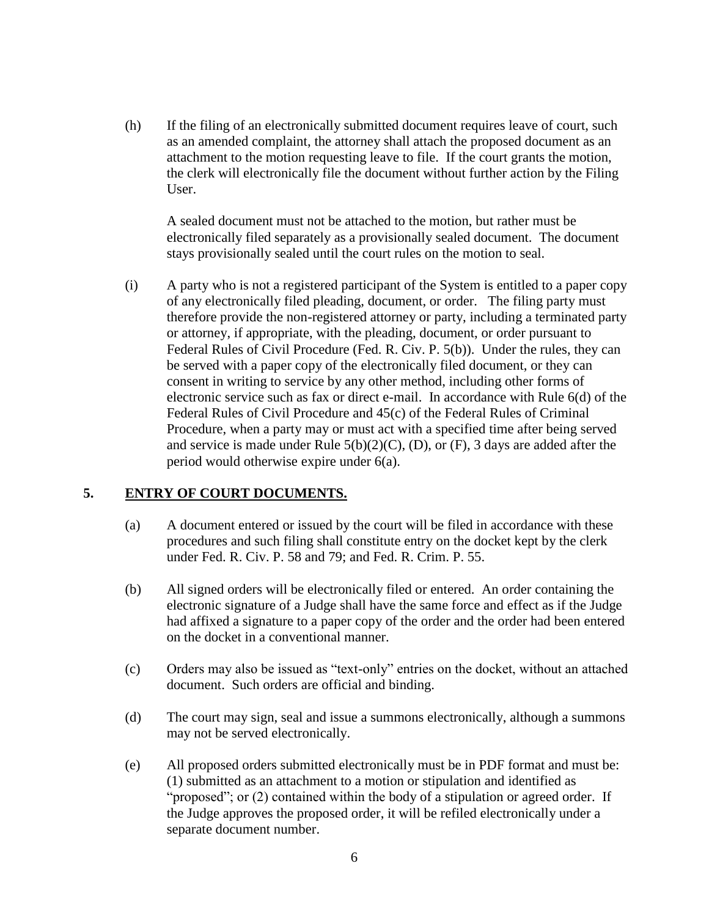(h) If the filing of an electronically submitted document requires leave of court, such as an amended complaint, the attorney shall attach the proposed document as an attachment to the motion requesting leave to file. If the court grants the motion, the clerk will electronically file the document without further action by the Filing User.

A sealed document must not be attached to the motion, but rather must be electronically filed separately as a provisionally sealed document. The document stays provisionally sealed until the court rules on the motion to seal.

(i) A party who is not a registered participant of the System is entitled to a paper copy of any electronically filed pleading, document, or order. The filing party must therefore provide the non-registered attorney or party, including a terminated party or attorney, if appropriate, with the pleading, document, or order pursuant to Federal Rules of Civil Procedure (Fed. R. Civ. P. 5(b)). Under the rules, they can be served with a paper copy of the electronically filed document, or they can consent in writing to service by any other method, including other forms of electronic service such as fax or direct e-mail. In accordance with Rule 6(d) of the Federal Rules of Civil Procedure and 45(c) of the Federal Rules of Criminal Procedure, when a party may or must act with a specified time after being served and service is made under Rule 5(b)(2)(C), (D), or (F), 3 days are added after the period would otherwise expire under 6(a).

## 5. **ENTRY OF COURT DOCUMENTS.**

(a) A document entered or issued by the court will be filed in accordance with these procedures and such filing shall constitute entry on the docket kept by the clerk under Fed. R. Civ. P. 58 and 79; and Fed. R. Crim. P. 55.

(b) All signed orders will be electronically filed or entered. An order containing the electronic signature of a Judge shall have the same force and effect as if the Judge had affixed a signature to a paper copy of the order and the order had been entered on the docket in a conventional manner.

(c) Orders may also be issued as "text-only" entries on the docket, without an attached document. Such orders are official and binding.

(d) The court may sign, seal and issue a summons electronically, although a summons may not be served electronically.

(e) All proposed orders submitted electronically must be in PDF format and must be: (1) submitted as an attachment to a motion or stipulation and identified as "proposed"; or (2) contained within the body of a stipulation or agreed order. If the Judge approves the proposed order, it will be refiled electronically under a separate document number.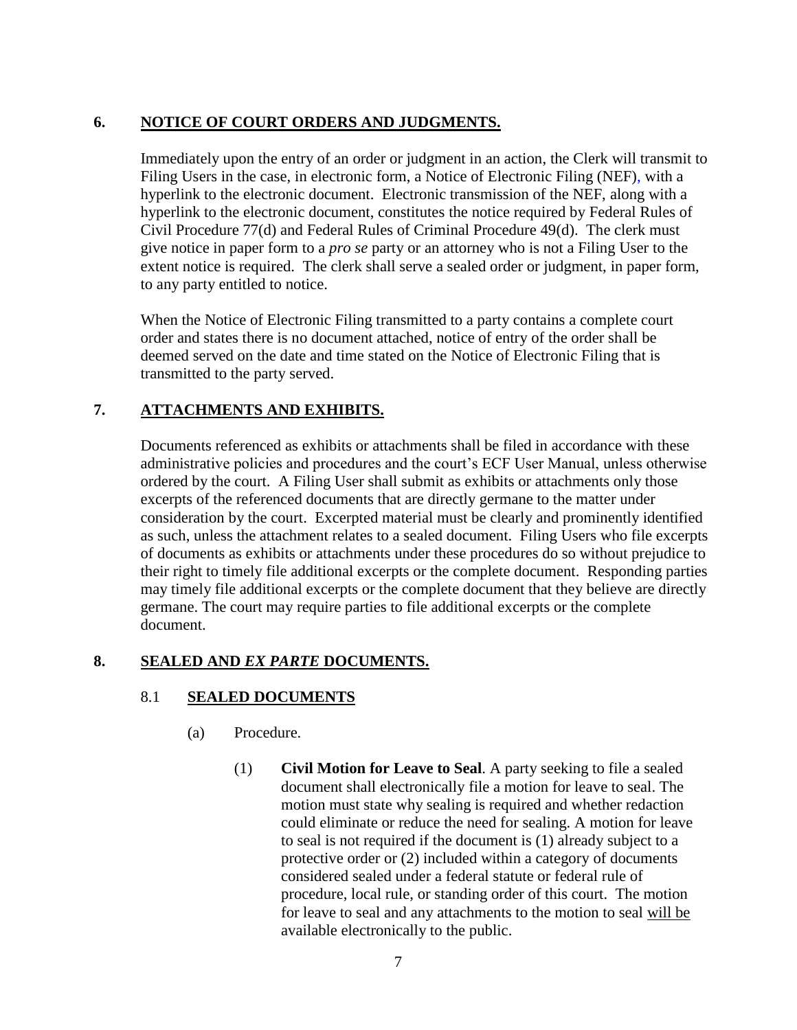## 6. NOTICE OF COURT ORDERS AND JUDGMENTS.

Immediately upon the entry of an order or judgment in an action, the Clerk will transmit to Filing Users in the case, in electronic form, a Notice of Electronic Filing (NEF), with a hyperlink to the electronic document. Electronic transmission of the NEF, along with a hyperlink to the electronic document, constitutes the notice required by Federal Rules of Civil Procedure 77(d) and Federal Rules of Criminal Procedure 49(d). The clerk must give notice in paper form to a *pro se* party or an attorney who is not a Filing User to the extent notice is required. The clerk shall serve a sealed order or judgment, in paper form, to any party entitled to notice.

When the Notice of Electronic Filing transmitted to a party contains a complete court order and states there is no document attached, notice of entry of the order shall be deemed served on the date and time stated on the Notice of Electronic Filing that is transmitted to the party served.

## 7. ATTACHMENTS AND EXHIBITS.

Documents referenced as exhibits or attachments shall be filed in accordance with these administrative policies and procedures and the court's ECF User Manual, unless otherwise ordered by the court. A Filing User shall submit as exhibits or attachments only those excerpts of the referenced documents that are directly germane to the matter under consideration by the court. Excerpted material must be clearly and prominently identified as such, unless the attachment relates to a sealed document. Filing Users who file excerpts of documents as exhibits or attachments under these procedures do so without prejudice to their right to timely file additional excerpts or the complete document. Responding parties may timely file additional excerpts or the complete document that they believe are directly germane. The court may require parties to file additional excerpts or the complete document.

## 8. SEALED AND *EX PARTE* DOCUMENTS.

### 8.1 SEALED DOCUMENTS

(a) Procedure.

(1) **Civil Motion for Leave to Seal**. A party seeking to file a sealed document shall electronically file a motion for leave to seal. The motion must state why sealing is required and whether redaction could eliminate or reduce the need for sealing. A motion for leave to seal is not required if the document is (1) already subject to a protective order or (2) included within a category of documents considered sealed under a federal statute or federal rule of procedure, local rule, or standing order of this court. The motion for leave to seal and any attachments to the motion to seal will be available electronically to the public.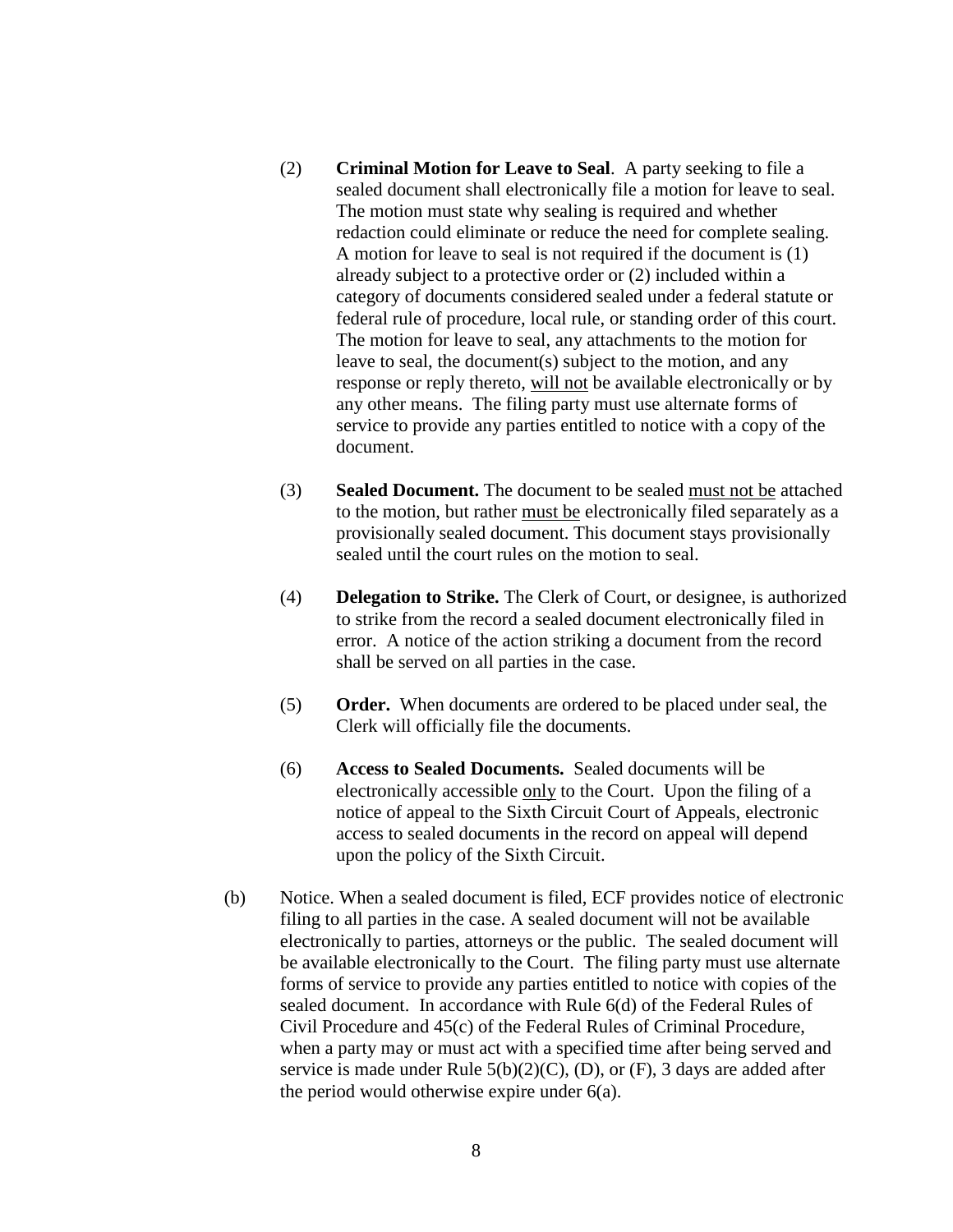(2) **Criminal Motion for Leave to Seal**. A party seeking to file a sealed document shall electronically file a motion for leave to seal. The motion must state why sealing is required and whether redaction could eliminate or reduce the need for complete sealing. A motion for leave to seal is not required if the document is (1) already subject to a protective order or (2) included within a category of documents considered sealed under a federal statute or federal rule of procedure, local rule, or standing order of this court. The motion for leave to seal, any attachments to the motion for leave to seal, the document(s) subject to the motion, and any response or reply thereto, <u>will not</u> be available electronically or by any other means. The filing party must use alternate forms of service to provide any parties entitled to notice with a copy of the document.

(3) **Sealed Document.** The document to be sealed <u>must not be</u> attached to the motion, but rather <u>must be</u> electronically filed separately as a provisionally sealed document. This document stays provisionally sealed until the court rules on the motion to seal.

(4) **Delegation to Strike.** The Clerk of Court, or designee, is authorized to strike from the record a sealed document electronically filed in error. A notice of the action striking a document from the record shall be served on all parties in the case.

(5) **Order.** When documents are ordered to be placed under seal, the Clerk will officially file the documents.

(6) **Access to Sealed Documents.** Sealed documents will be electronically accessible <u>only</u> to the Court. Upon the filing of a notice of appeal to the Sixth Circuit Court of Appeals, electronic access to sealed documents in the record on appeal will depend upon the policy of the Sixth Circuit.

(b) Notice. When a sealed document is filed, ECF provides notice of electronic filing to all parties in the case. A sealed document will not be available electronically to parties, attorneys or the public. The sealed document will be available electronically to the Court. The filing party must use alternate forms of service to provide any parties entitled to notice with copies of the sealed document. In accordance with Rule 6(d) of the Federal Rules of Civil Procedure and 45(c) of the Federal Rules of Criminal Procedure, when a party may or must act with a specified time after being served and service is made under Rule 5(b)(2)(C), (D), or (F), 3 days are added after the period would otherwise expire under 6(a).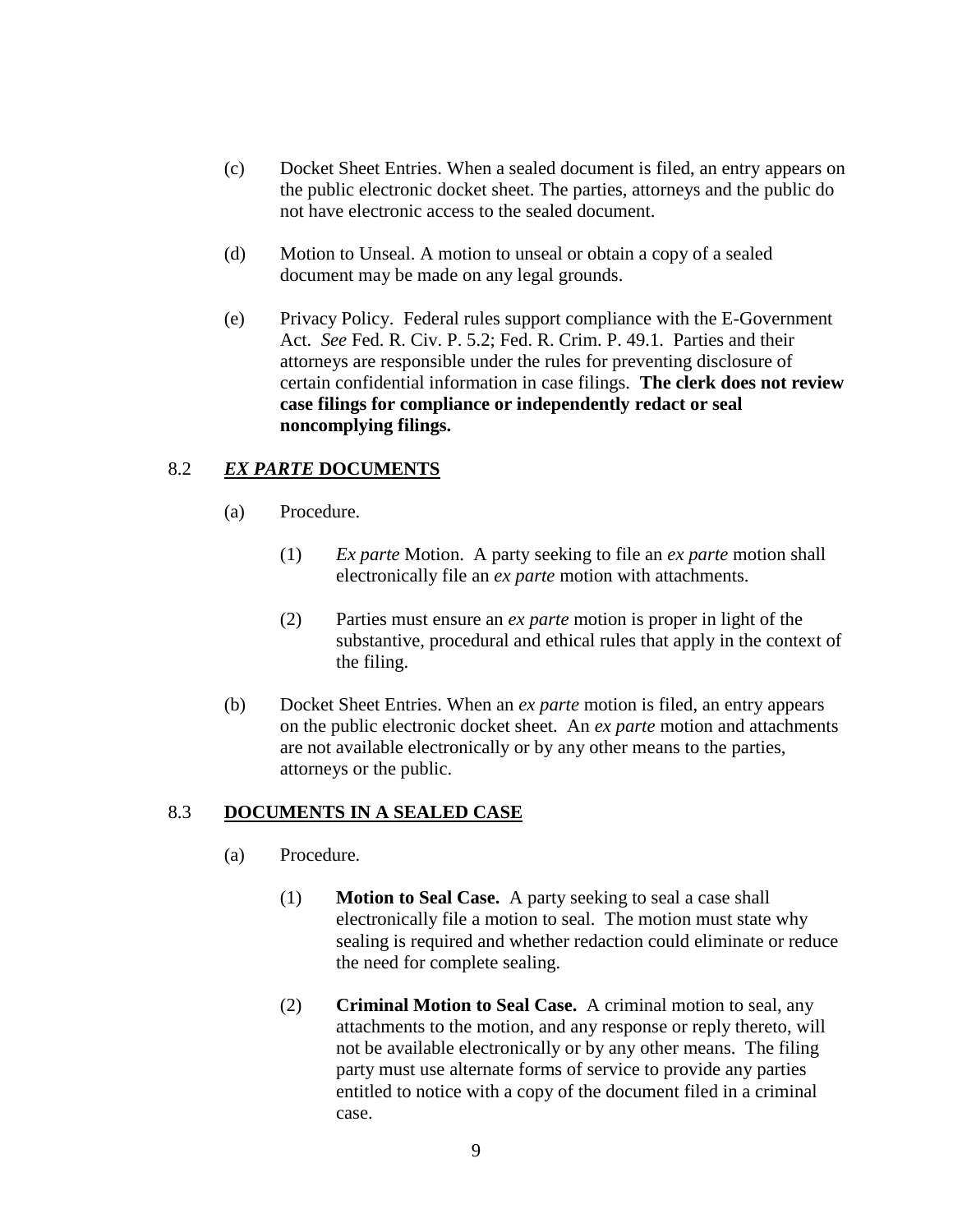(c) Docket Sheet Entries. When a sealed document is filed, an entry appears on the public electronic docket sheet. The parties, attorneys and the public do not have electronic access to the sealed document.

(d) Motion to Unseal. A motion to unseal or obtain a copy of a sealed document may be made on any legal grounds.

(e) Privacy Policy. Federal rules support compliance with the E-Government Act. *See* Fed. R. Civ. P. 5.2; Fed. R. Crim. P. 49.1. Parties and their attorneys are responsible under the rules for preventing disclosure of certain confidential information in case filings. **The clerk does not review case filings for compliance or independently redact or seal noncomplying filings.**

## 8.2 ***EX PARTE* DOCUMENTS**

(a) Procedure.

(1) *Ex parte* Motion. A party seeking to file an *ex parte* motion shall electronically file an *ex parte* motion with attachments.

(2) Parties must ensure an *ex parte* motion is proper in light of the substantive, procedural and ethical rules that apply in the context of the filing.

(b) Docket Sheet Entries. When an *ex parte* motion is filed, an entry appears on the public electronic docket sheet. An *ex parte* motion and attachments are not available electronically or by any other means to the parties, attorneys or the public.

## 8.3 **DOCUMENTS IN A SEALED CASE**

(a) Procedure.

(1) **Motion to Seal Case.** A party seeking to seal a case shall electronically file a motion to seal. The motion must state why sealing is required and whether redaction could eliminate or reduce the need for complete sealing.

(2) **Criminal Motion to Seal Case.** A criminal motion to seal, any attachments to the motion, and any response or reply thereto, will not be available electronically or by any other means. The filing party must use alternate forms of service to provide any parties entitled to notice with a copy of the document filed in a criminal case.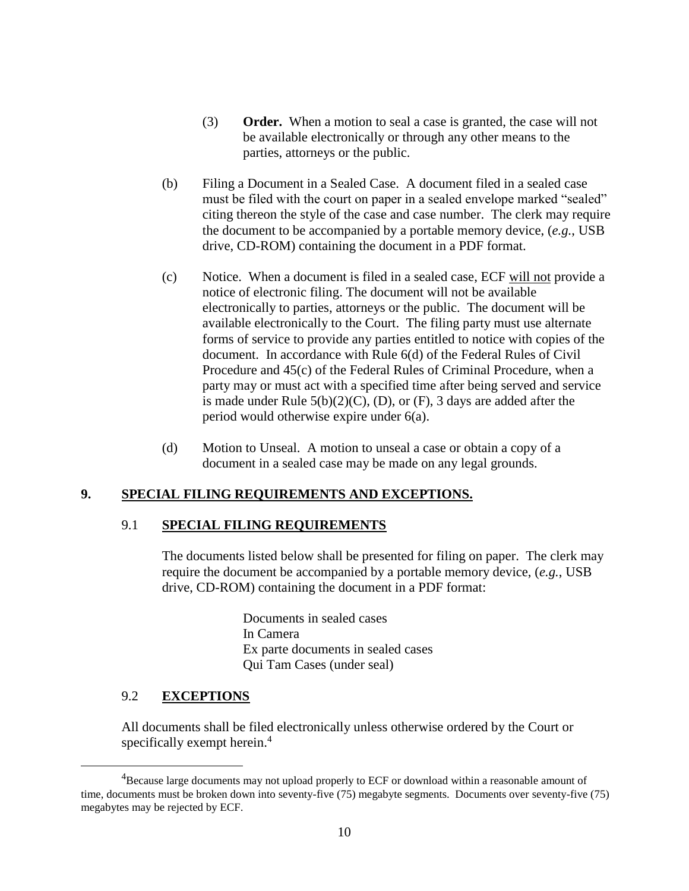(3) **Order.** When a motion to seal a case is granted, the case will not be available electronically or through any other means to the parties, attorneys or the public.

(b) Filing a Document in a Sealed Case. A document filed in a sealed case must be filed with the court on paper in a sealed envelope marked "sealed" citing thereon the style of the case and case number. The clerk may require the document to be accompanied by a portable memory device, (*e.g.*, USB drive, CD-ROM) containing the document in a PDF format.

(c) Notice. When a document is filed in a sealed case, ECF <u>will not</u> provide a notice of electronic filing. The document will not be available electronically to parties, attorneys or the public. The document will be available electronically to the Court. The filing party must use alternate forms of service to provide any parties entitled to notice with copies of the document. In accordance with Rule 6(d) of the Federal Rules of Civil Procedure and 45(c) of the Federal Rules of Criminal Procedure, when a party may or must act with a specified time after being served and service is made under Rule 5(b)(2)(C), (D), or (F), 3 days are added after the period would otherwise expire under 6(a).

(d) Motion to Unseal. A motion to unseal a case or obtain a copy of a document in a sealed case may be made on any legal grounds.

## 9. <u>SPECIAL FILING REQUIREMENTS AND EXCEPTIONS.</u>

### 9.1 <u>SPECIAL FILING REQUIREMENTS</u>

The documents listed below shall be presented for filing on paper. The clerk may require the document be accompanied by a portable memory device, (*e.g.*, USB drive, CD-ROM) containing the document in a PDF format:

Documents in sealed cases
In Camera
Ex parte documents in sealed cases
Qui Tam Cases (under seal)

### 9.2 <u>EXCEPTIONS</u>

All documents shall be filed electronically unless otherwise ordered by the Court or specifically exempt herein.[4]

---

[4] Because large documents may not upload properly to ECF or download within a reasonable amount of time, documents must be broken down into seventy-five (75) megabyte segments. Documents over seventy-five (75) megabytes may be rejected by ECF.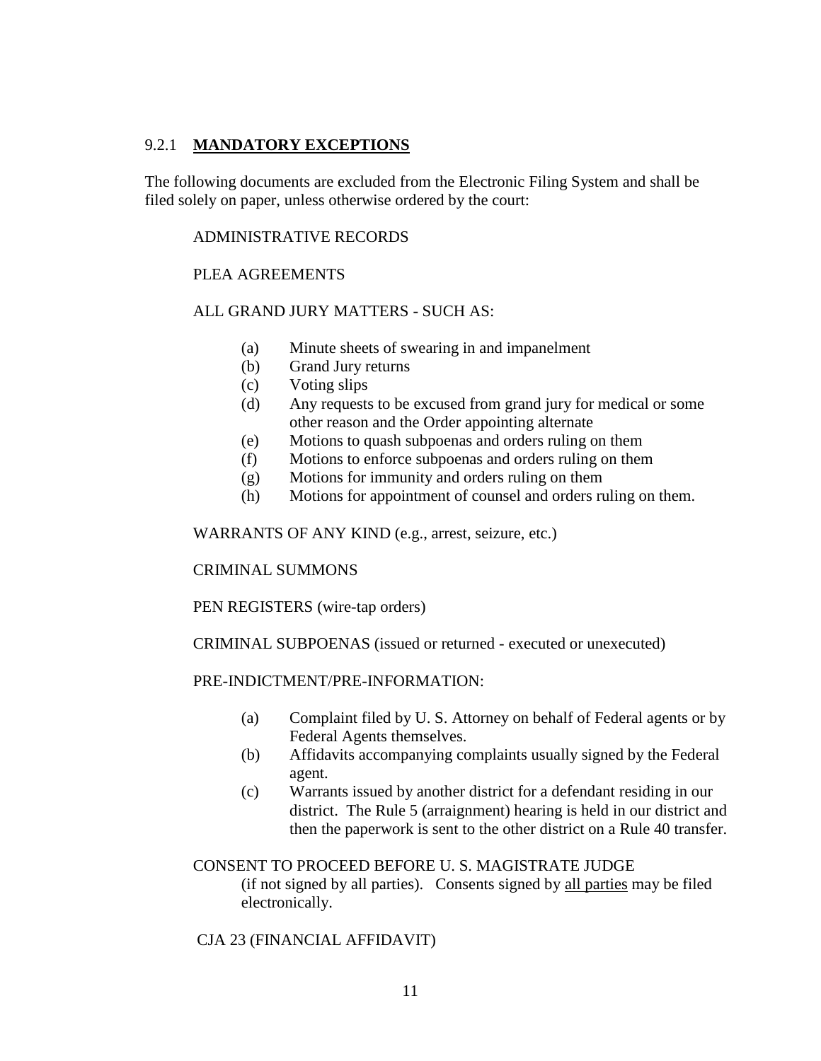### 9.2.1 **MANDATORY EXCEPTIONS**

The following documents are excluded from the Electronic Filing System and shall be filed solely on paper, unless otherwise ordered by the court:

ADMINISTRATIVE RECORDS

PLEA AGREEMENTS

ALL GRAND JURY MATTERS - SUCH AS:

- (a) Minute sheets of swearing in and impanelment
- (b) Grand Jury returns
- (c) Voting slips
- (d) Any requests to be excused from grand jury for medical or some other reason and the Order appointing alternate
- (e) Motions to quash subpoenas and orders ruling on them
- (f) Motions to enforce subpoenas and orders ruling on them
- (g) Motions for immunity and orders ruling on them
- (h) Motions for appointment of counsel and orders ruling on them.

WARRANTS OF ANY KIND (e.g., arrest, seizure, etc.)

CRIMINAL SUMMONS

PEN REGISTERS (wire-tap orders)

CRIMINAL SUBPOENAS (issued or returned - executed or unexecuted)

PRE-INDICTMENT/PRE-INFORMATION:

- (a) Complaint filed by U. S. Attorney on behalf of Federal agents or by Federal Agents themselves.
- (b) Affidavits accompanying complaints usually signed by the Federal agent.
- (c) Warrants issued by another district for a defendant residing in our district. The Rule 5 (arraignment) hearing is held in our district and then the paperwork is sent to the other district on a Rule 40 transfer.

CONSENT TO PROCEED BEFORE U. S. MAGISTRATE JUDGE
(if not signed by all parties). Consents signed by <u>all parties</u> may be filed electronically.

CJA 23 (FINANCIAL AFFIDAVIT)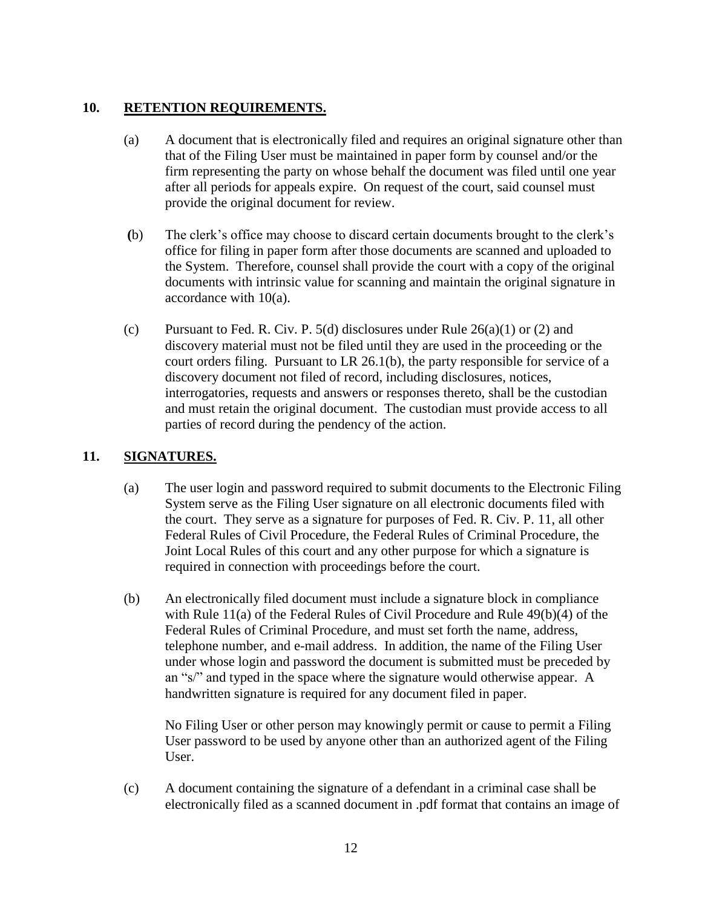## 10. RETENTION REQUIREMENTS.

(a) A document that is electronically filed and requires an original signature other than that of the Filing User must be maintained in paper form by counsel and/or the firm representing the party on whose behalf the document was filed until one year after all periods for appeals expire. On request of the court, said counsel must provide the original document for review.

(b) The clerk's office may choose to discard certain documents brought to the clerk's office for filing in paper form after those documents are scanned and uploaded to the System. Therefore, counsel shall provide the court with a copy of the original documents with intrinsic value for scanning and maintain the original signature in accordance with 10(a).

(c) Pursuant to Fed. R. Civ. P. 5(d) disclosures under Rule 26(a)(1) or (2) and discovery material must not be filed until they are used in the proceeding or the court orders filing. Pursuant to LR 26.1(b), the party responsible for service of a discovery document not filed of record, including disclosures, notices, interrogatories, requests and answers or responses thereto, shall be the custodian and must retain the original document. The custodian must provide access to all parties of record during the pendency of the action.

## 11. SIGNATURES.

(a) The user login and password required to submit documents to the Electronic Filing System serve as the Filing User signature on all electronic documents filed with the court. They serve as a signature for purposes of Fed. R. Civ. P. 11, all other Federal Rules of Civil Procedure, the Federal Rules of Criminal Procedure, the Joint Local Rules of this court and any other purpose for which a signature is required in connection with proceedings before the court.

(b) An electronically filed document must include a signature block in compliance with Rule 11(a) of the Federal Rules of Civil Procedure and Rule 49(b)(4) of the Federal Rules of Criminal Procedure, and must set forth the name, address, telephone number, and e-mail address. In addition, the name of the Filing User under whose login and password the document is submitted must be preceded by an "s/" and typed in the space where the signature would otherwise appear. A handwritten signature is required for any document filed in paper.

No Filing User or other person may knowingly permit or cause to permit a Filing User password to be used by anyone other than an authorized agent of the Filing User.

(c) A document containing the signature of a defendant in a criminal case shall be electronically filed as a scanned document in .pdf format that contains an image of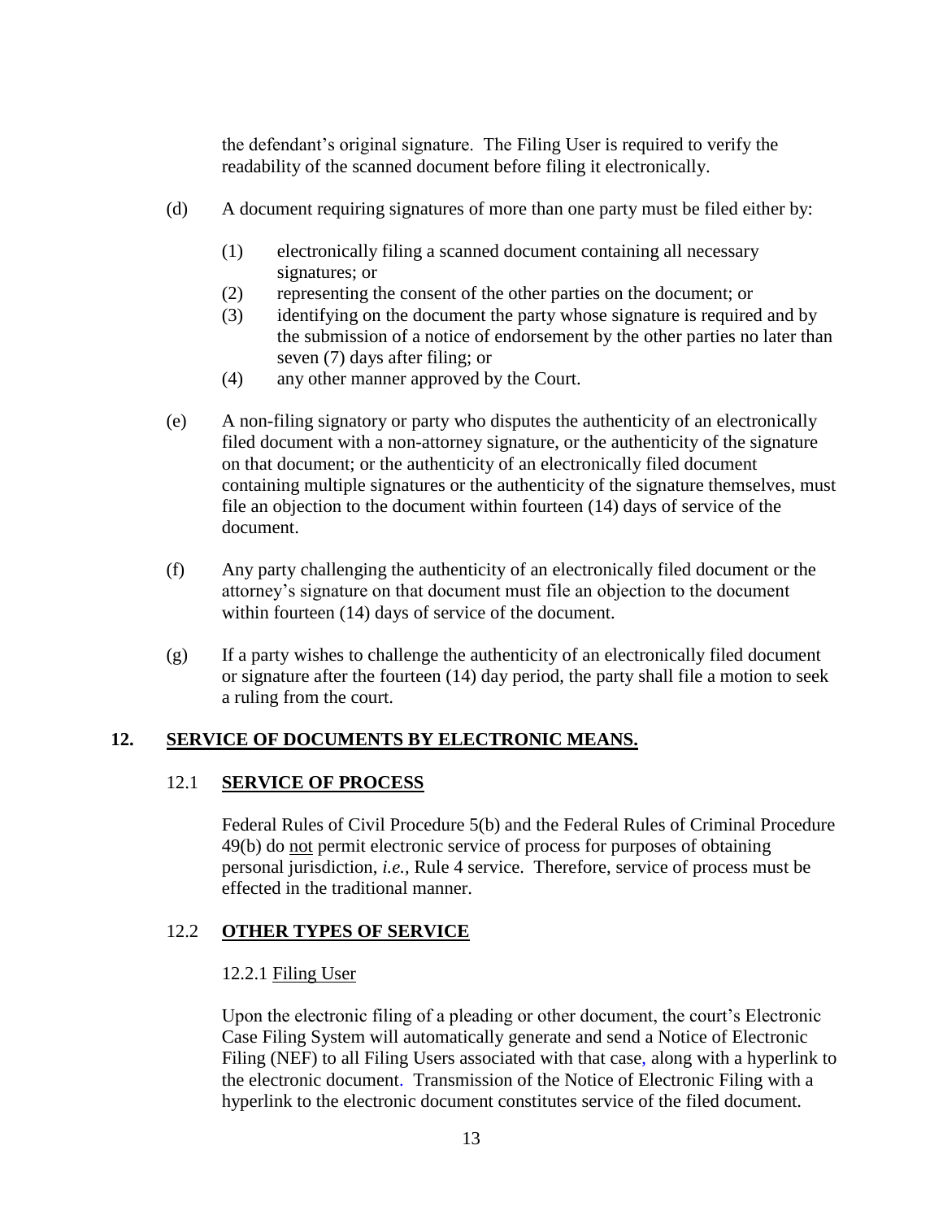the defendant's original signature. The Filing User is required to verify the readability of the scanned document before filing it electronically.

(d) A document requiring signatures of more than one party must be filed either by:

(1) electronically filing a scanned document containing all necessary signatures; or
(2) representing the consent of the other parties on the document; or
(3) identifying on the document the party whose signature is required and by the submission of a notice of endorsement by the other parties no later than seven (7) days after filing; or
(4) any other manner approved by the Court.

(e) A non-filing signatory or party who disputes the authenticity of an electronically filed document with a non-attorney signature, or the authenticity of the signature on that document; or the authenticity of an electronically filed document containing multiple signatures or the authenticity of the signature themselves, must file an objection to the document within fourteen (14) days of service of the document.

(f) Any party challenging the authenticity of an electronically filed document or the attorney's signature on that document must file an objection to the document within fourteen (14) days of service of the document.

(g) If a party wishes to challenge the authenticity of an electronically filed document or signature after the fourteen (14) day period, the party shall file a motion to seek a ruling from the court.

## 12. SERVICE OF DOCUMENTS BY ELECTRONIC MEANS.

### 12.1 SERVICE OF PROCESS

Federal Rules of Civil Procedure 5(b) and the Federal Rules of Criminal Procedure 49(b) do not permit electronic service of process for purposes of obtaining personal jurisdiction, *i.e.,* Rule 4 service. Therefore, service of process must be effected in the traditional manner.

### 12.2 OTHER TYPES OF SERVICE

#### 12.2.1 Filing User

Upon the electronic filing of a pleading or other document, the court's Electronic Case Filing System will automatically generate and send a Notice of Electronic Filing (NEF) to all Filing Users associated with that case, along with a hyperlink to the electronic document. Transmission of the Notice of Electronic Filing with a hyperlink to the electronic document constitutes service of the filed document.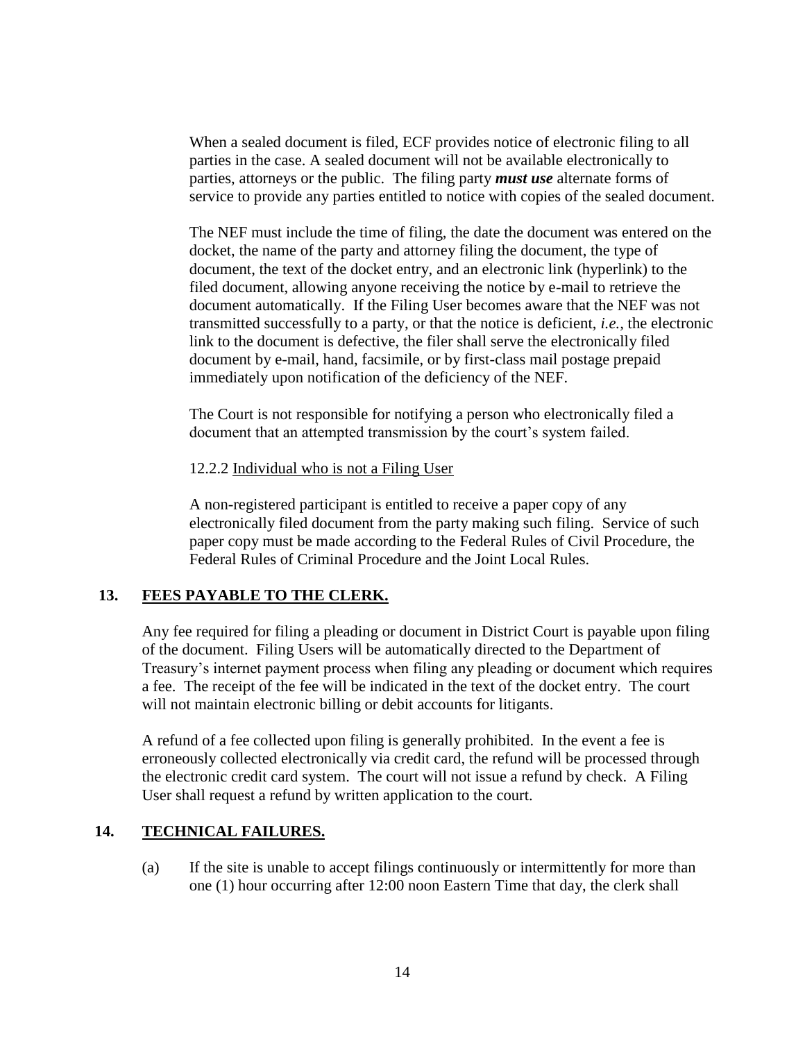When a sealed document is filed, ECF provides notice of electronic filing to all parties in the case. A sealed document will not be available electronically to parties, attorneys or the public. The filing party ***must use*** alternate forms of service to provide any parties entitled to notice with copies of the sealed document.

The NEF must include the time of filing, the date the document was entered on the docket, the name of the party and attorney filing the document, the type of document, the text of the docket entry, and an electronic link (hyperlink) to the filed document, allowing anyone receiving the notice by e-mail to retrieve the document automatically. If the Filing User becomes aware that the NEF was not transmitted successfully to a party, or that the notice is deficient, *i.e.*, the electronic link to the document is defective, the filer shall serve the electronically filed document by e-mail, hand, facsimile, or by first-class mail postage prepaid immediately upon notification of the deficiency of the NEF.

The Court is not responsible for notifying a person who electronically filed a document that an attempted transmission by the court's system failed.

12.2.2 Individual who is not a Filing User

A non-registered participant is entitled to receive a paper copy of any electronically filed document from the party making such filing. Service of such paper copy must be made according to the Federal Rules of Civil Procedure, the Federal Rules of Criminal Procedure and the Joint Local Rules.

## 13. FEES PAYABLE TO THE CLERK.

Any fee required for filing a pleading or document in District Court is payable upon filing of the document. Filing Users will be automatically directed to the Department of Treasury's internet payment process when filing any pleading or document which requires a fee. The receipt of the fee will be indicated in the text of the docket entry. The court will not maintain electronic billing or debit accounts for litigants.

A refund of a fee collected upon filing is generally prohibited. In the event a fee is erroneously collected electronically via credit card, the refund will be processed through the electronic credit card system. The court will not issue a refund by check. A Filing User shall request a refund by written application to the court.

## 14. TECHNICAL FAILURES.

(a) If the site is unable to accept filings continuously or intermittently for more than one (1) hour occurring after 12:00 noon Eastern Time that day, the clerk shall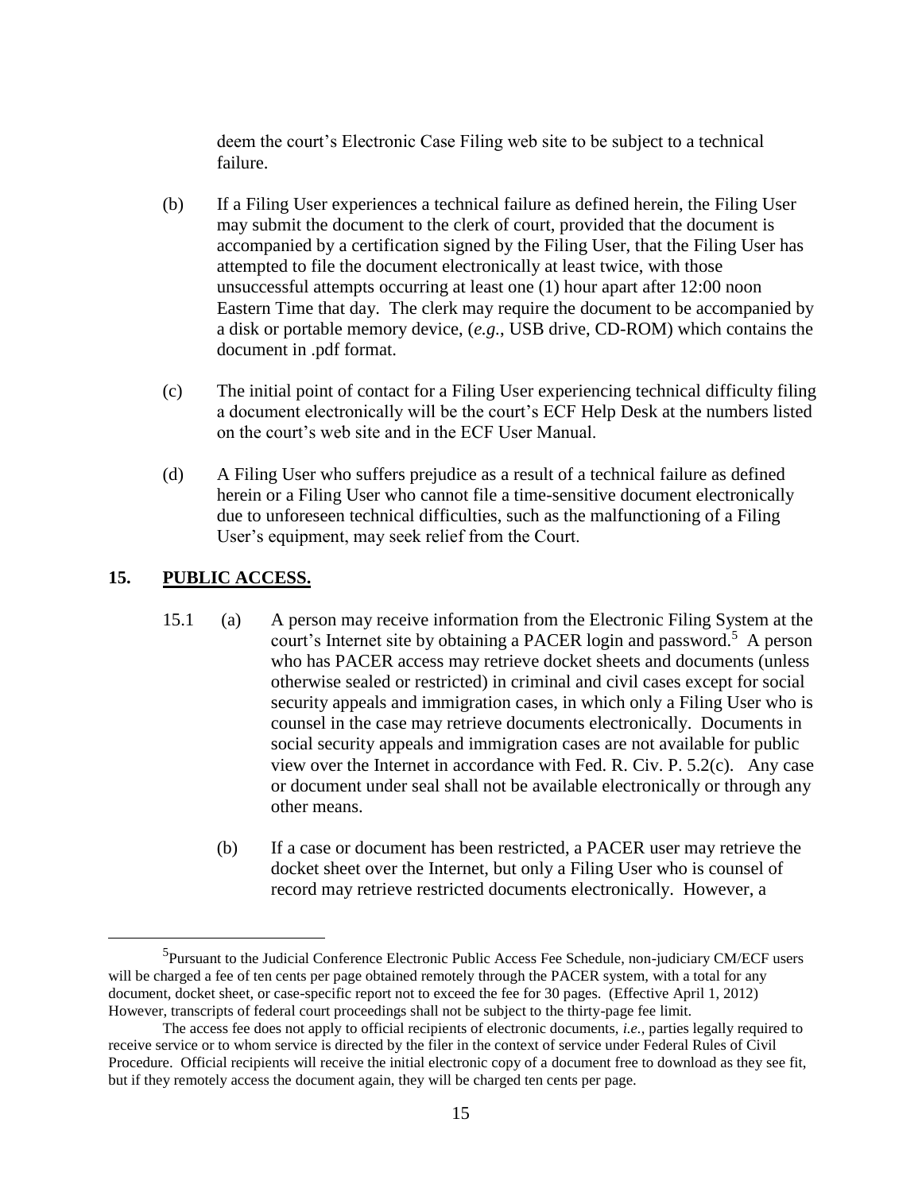deem the court's Electronic Case Filing web site to be subject to a technical failure.

(b) If a Filing User experiences a technical failure as defined herein, the Filing User may submit the document to the clerk of court, provided that the document is accompanied by a certification signed by the Filing User, that the Filing User has attempted to file the document electronically at least twice, with those unsuccessful attempts occurring at least one (1) hour apart after 12:00 noon Eastern Time that day. The clerk may require the document to be accompanied by a disk or portable memory device, (*e.g.*, USB drive, CD-ROM) which contains the document in .pdf format.

(c) The initial point of contact for a Filing User experiencing technical difficulty filing a document electronically will be the court's ECF Help Desk at the numbers listed on the court's web site and in the ECF User Manual.

(d) A Filing User who suffers prejudice as a result of a technical failure as defined herein or a Filing User who cannot file a time-sensitive document electronically due to unforeseen technical difficulties, such as the malfunctioning of a Filing User's equipment, may seek relief from the Court.

## 15. PUBLIC ACCESS.

15.1 (a) A person may receive information from the Electronic Filing System at the court's Internet site by obtaining a PACER login and password.[5] A person who has PACER access may retrieve docket sheets and documents (unless otherwise sealed or restricted) in criminal and civil cases except for social security appeals and immigration cases, in which only a Filing User who is counsel in the case may retrieve documents electronically. Documents in social security appeals and immigration cases are not available for public view over the Internet in accordance with Fed. R. Civ. P. 5.2(c). Any case or document under seal shall not be available electronically or through any other means.

(b) If a case or document has been restricted, a PACER user may retrieve the docket sheet over the Internet, but only a Filing User who is counsel of record may retrieve restricted documents electronically. However, a

---

[5] Pursuant to the Judicial Conference Electronic Public Access Fee Schedule, non-judiciary CM/ECF users will be charged a fee of ten cents per page obtained remotely through the PACER system, with a total for any document, docket sheet, or case-specific report not to exceed the fee for 30 pages. (Effective April 1, 2012) However, transcripts of federal court proceedings shall not be subject to the thirty-page fee limit.

The access fee does not apply to official recipients of electronic documents, *i.e.*, parties legally required to receive service or to whom service is directed by the filer in the context of service under Federal Rules of Civil Procedure. Official recipients will receive the initial electronic copy of a document free to download as they see fit, but if they remotely access the document again, they will be charged ten cents per page.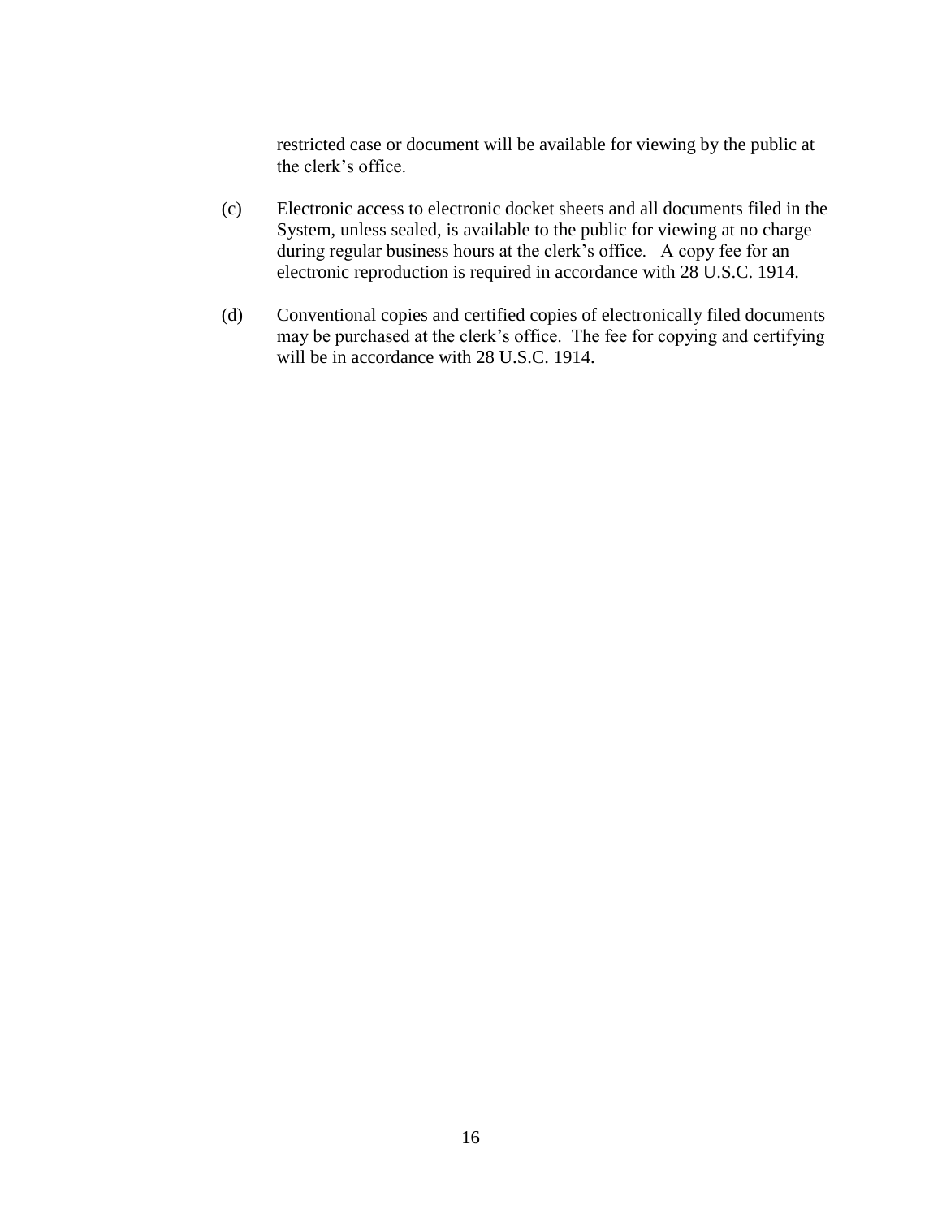restricted case or document will be available for viewing by the public at the clerk's office.

(c) Electronic access to electronic docket sheets and all documents filed in the System, unless sealed, is available to the public for viewing at no charge during regular business hours at the clerk's office. A copy fee for an electronic reproduction is required in accordance with 28 U.S.C. 1914.

(d) Conventional copies and certified copies of electronically filed documents may be purchased at the clerk's office. The fee for copying and certifying will be in accordance with 28 U.S.C. 1914.